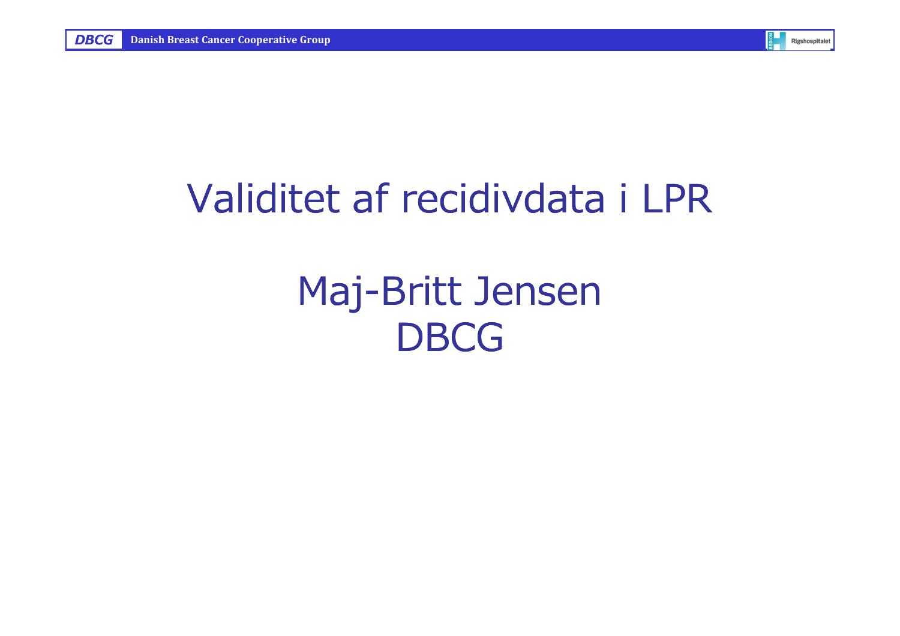# Validitet af recidivdata i LPR

## Maj-Britt Jensen
## DBCG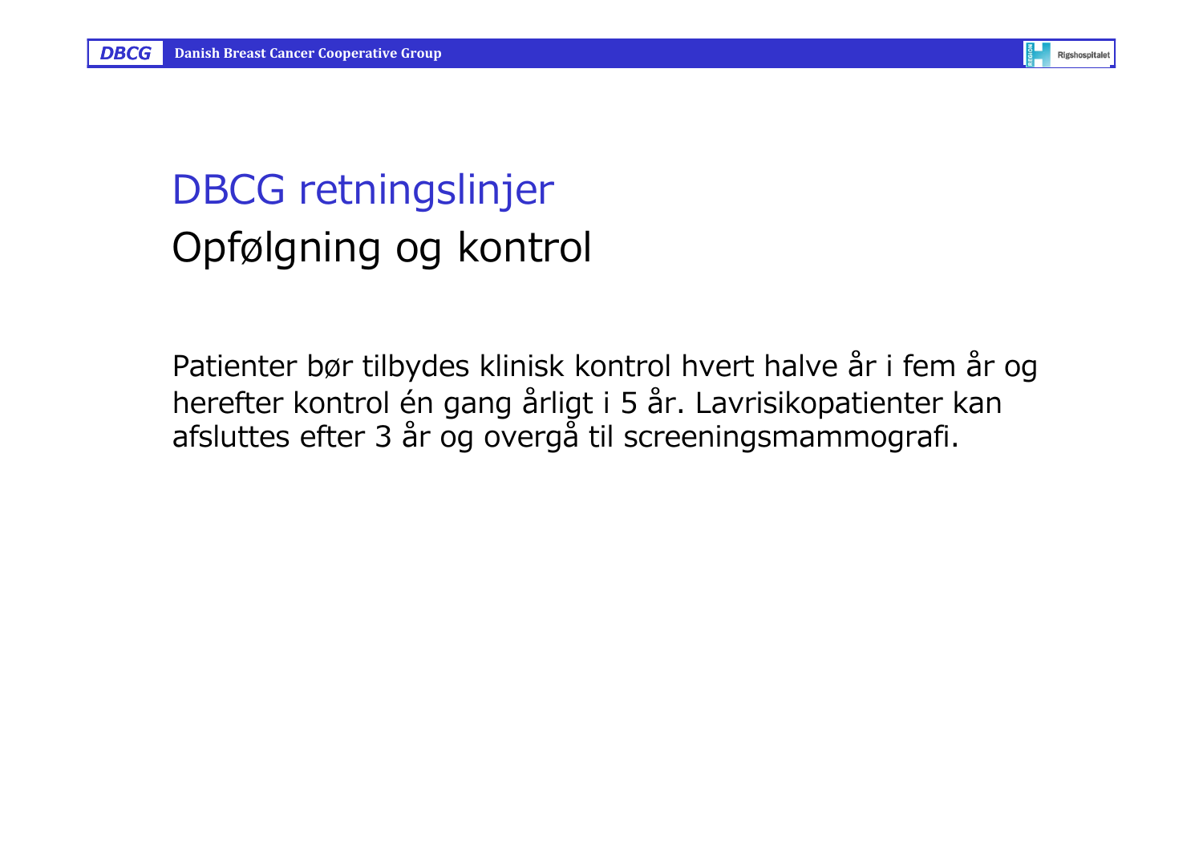# DBCG retningslinjer

## Opfølgning og kontrol

Patienter bør tilbydes klinisk kontrol hvert halve år i fem år og herefter kontrol én gang årligt i 5 år. Lavrisikopatienter kan afsluttes efter 3 år og overgå til screeningsmammografi.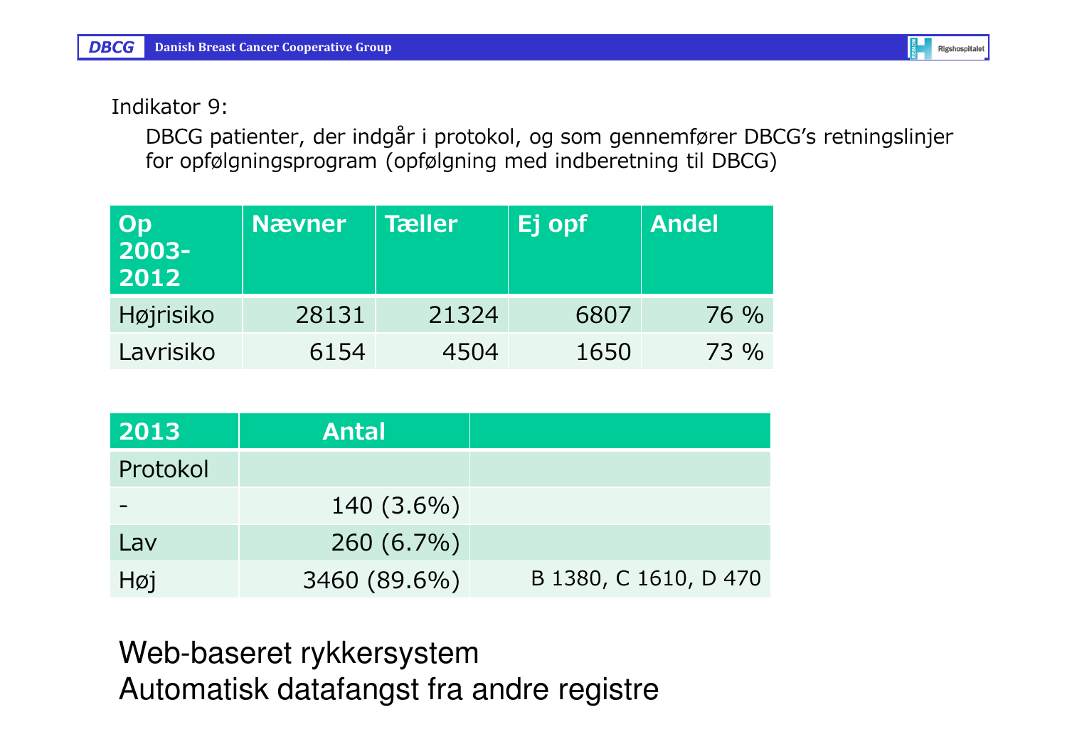Indikator 9:

DBCG patienter, der indgår i protokol, og som gennemfører DBCG's retningslinjer for opfølgningsprogram (opfølgning med indberetning til DBCG)

| Op 2003-2012 | Nævner | Tæller | Ej opf | Andel |
|---|---|---|---|---|
| Højrisiko | 28131 | 21324 | 6807 | 76 % |
| Lavrisiko | 6154 | 4504 | 1650 | 73 % |

| 2013 | Antal | |
|---|---|---|
| Protokol | | |
| - | 140 (3.6%) | |
| Lav | 260 (6.7%) | |
| Høj | 3460 (89.6%) | B 1380, C 1610, D 470 |

Web-baseret rykkersystem
Automatisk datafangst fra andre registre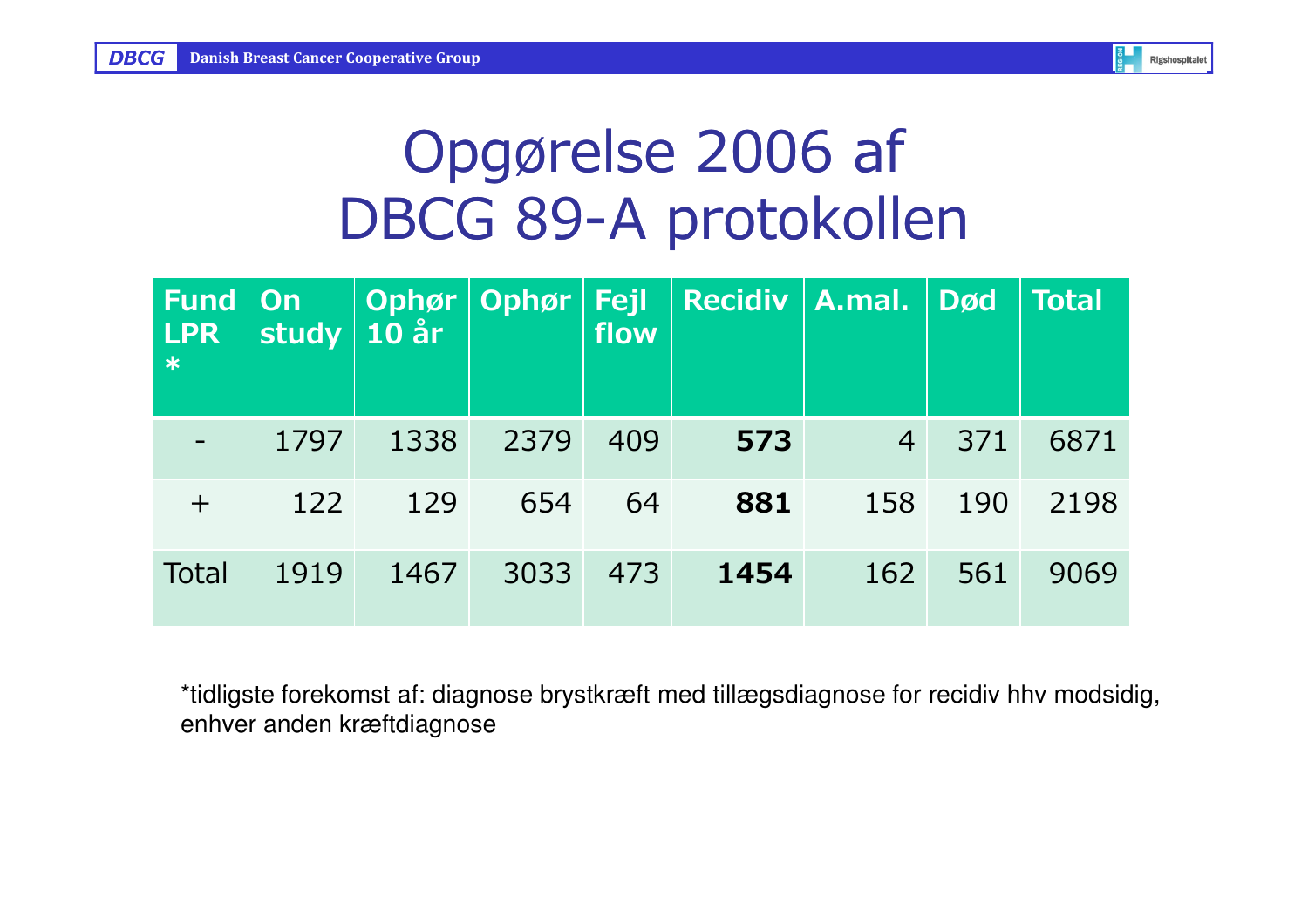# Opgørelse 2006 af DBCG 89-A protokollen

| Fund LPR * | On study | Ophør 10 år | Ophør | Fejl flow | Recidiv | A.mal. | Død | Total |
|---|---|---|---|---|---|---|---|---|
| - | 1797 | 1338 | 2379 | 409 | **573** | 4 | 371 | 6871 |
| + | 122 | 129 | 654 | 64 | **881** | 158 | 190 | 2198 |
| Total | 1919 | 1467 | 3033 | 473 | **1454** | 162 | 561 | 9069 |

*tidligste forekomst af: diagnose brystkræft med tillægsdiagnose for recidiv hhv modsidig, enhver anden kræftdiagnose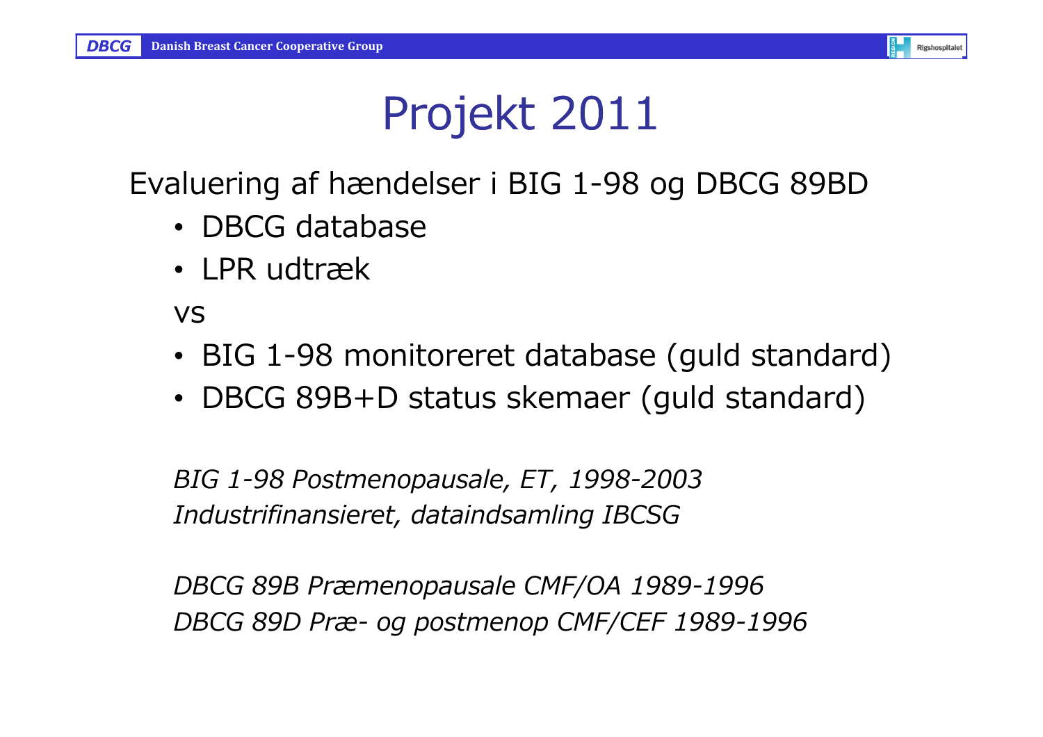# Projekt 2011

Evaluering af hændelser i BIG 1-98 og DBCG 89BD

- DBCG database
- LPR udtræk

vs

- BIG 1-98 monitoreret database (guld standard)
- DBCG 89B+D status skemaer (guld standard)

*BIG 1-98 Postmenopausale, ET, 1998-2003*
*Industrifinansieret, dataindsamling IBCSG*

*DBCG 89B Præmenopausale CMF/OA 1989-1996*
*DBCG 89D Præ- og postmenop CMF/CEF 1989-1996*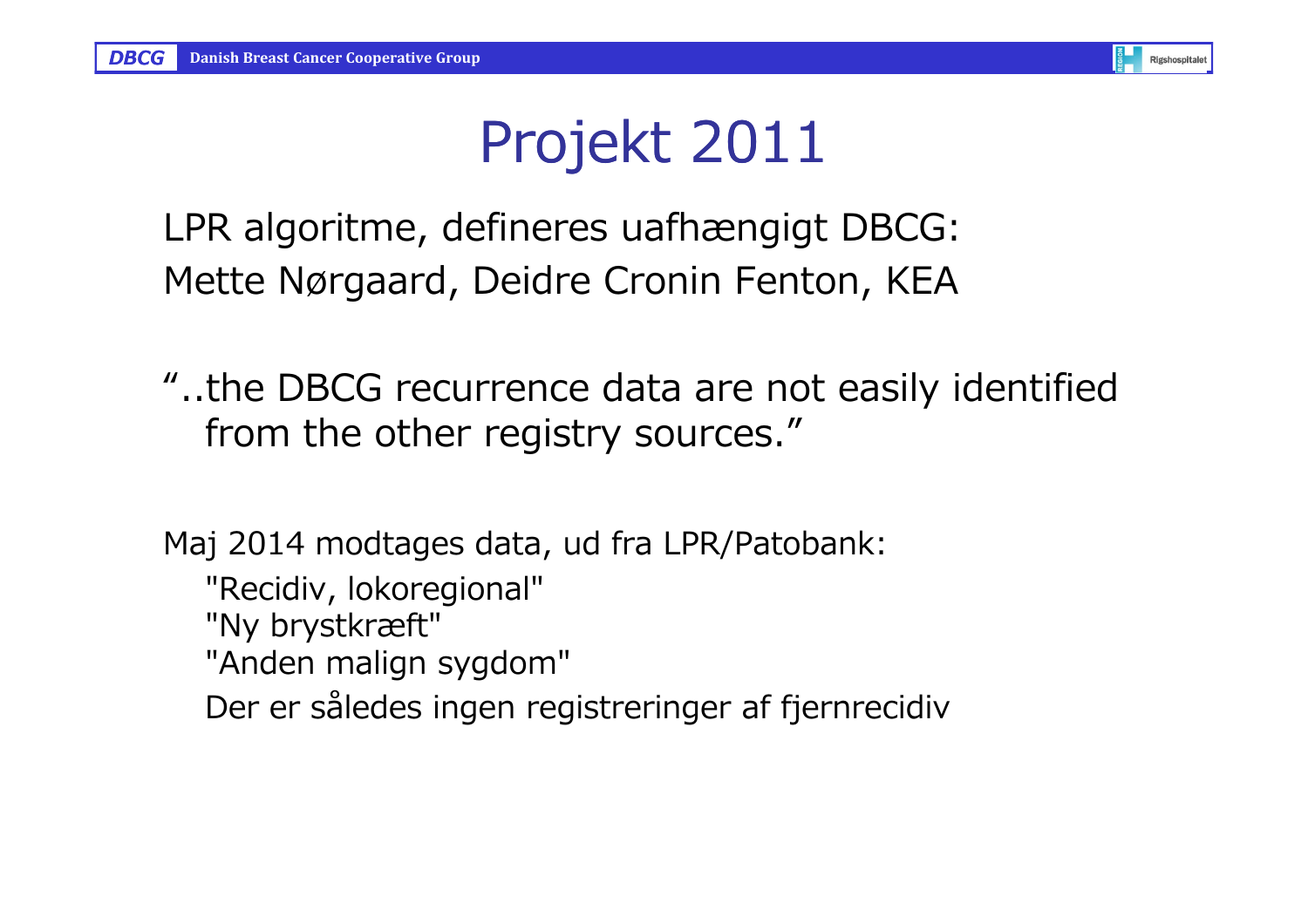# Projekt 2011

LPR algoritme, defineres uafhængigt DBCG:
Mette Nørgaard, Deidre Cronin Fenton, KEA

"..the DBCG recurrence data are not easily identified from the other registry sources."

Maj 2014 modtages data, ud fra LPR/Patobank:

"Recidiv, lokoregional"
"Ny brystkræft"
"Anden malign sygdom"
Der er således ingen registreringer af fjernrecidiv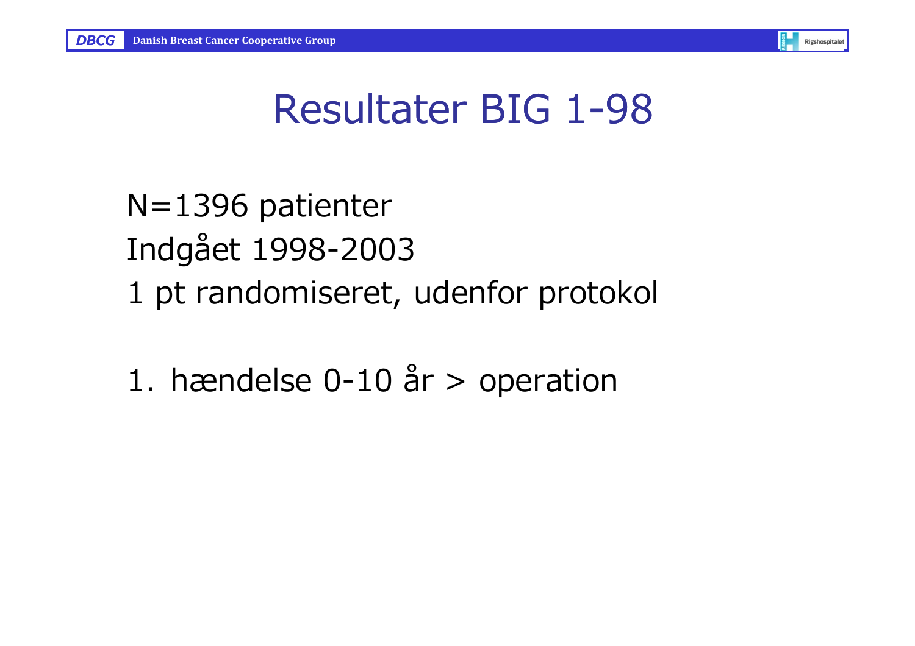# Resultater BIG 1-98

N=1396 patienter

Indgået 1998-2003

1 pt randomiseret, udenfor protokol

1. hændelse 0-10 år > operation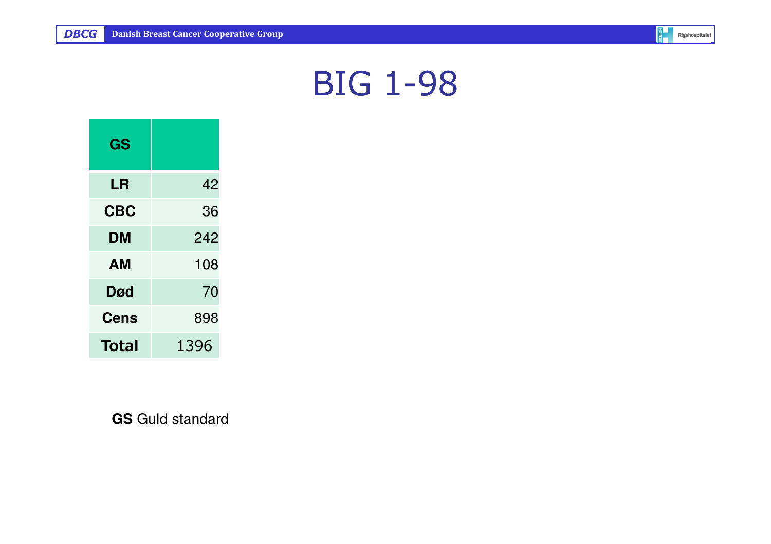# BIG 1-98

| GS | |
|---|---|
| **LR** | 42 |
| **CBC** | 36 |
| **DM** | 242 |
| **AM** | 108 |
| **Død** | 70 |
| **Cens** | 898 |
| **Total** | 1396 |

**GS** Guld standard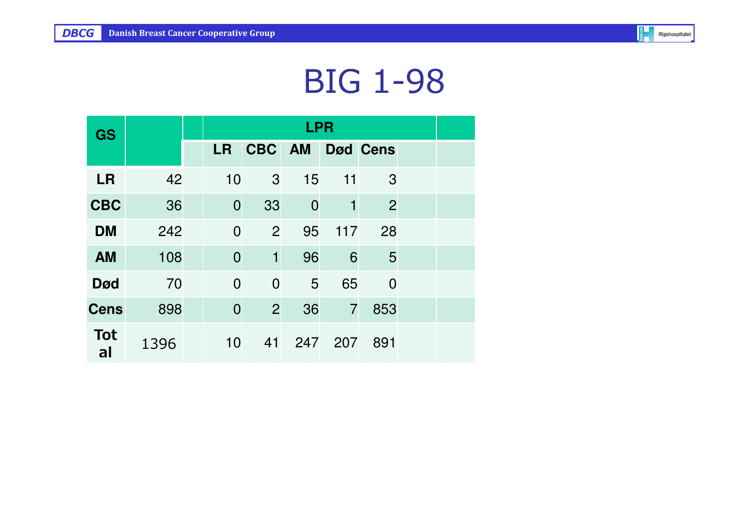# BIG 1-98

| GS | | | LPR | | | | | | |
|---|---|---|---|---|---|---|---|---|---|
| | | | LR | CBC | AM | Død | Cens | | |
| LR | 42 | | 10 | 3 | 15 | 11 | 3 | | |
| CBC | 36 | | 0 | 33 | 0 | 1 | 2 | | |
| DM | 242 | | 0 | 2 | 95 | 117 | 28 | | |
| AM | 108 | | 0 | 1 | 96 | 6 | 5 | | |
| Død | 70 | | 0 | 0 | 5 | 65 | 0 | | |
| Cens | 898 | | 0 | 2 | 36 | 7 | 853 | | |
| Total | 1396 | | 10 | 41 | 247 | 207 | 891 | | |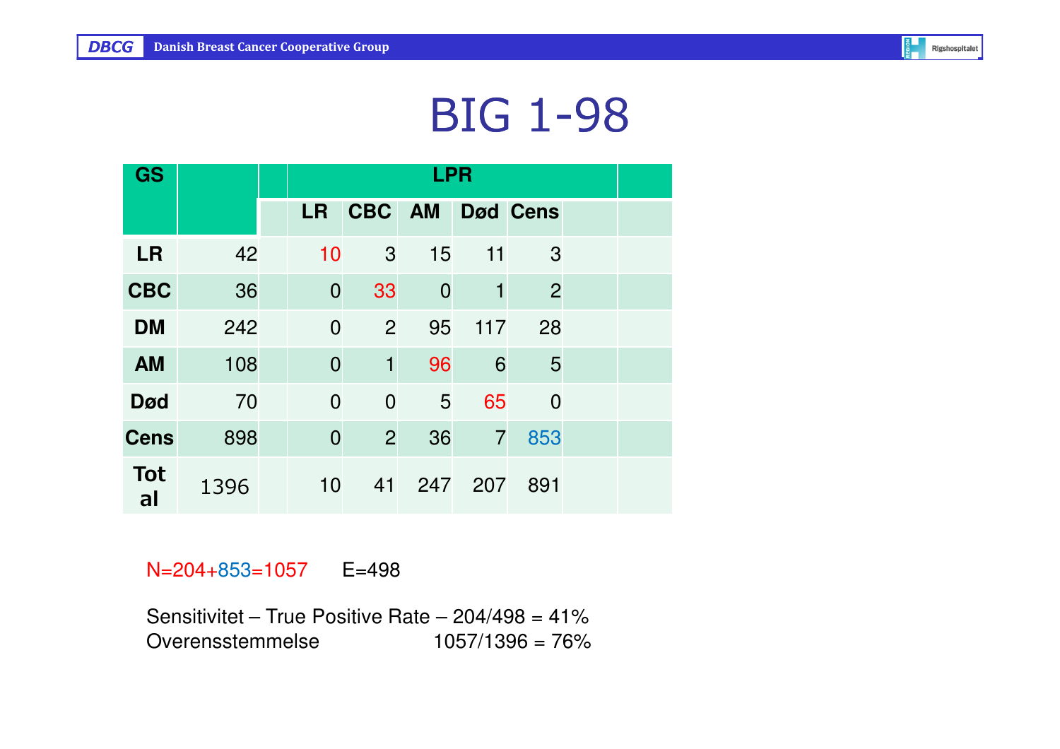# BIG 1-98

| GS | | LPR | | | | | | |
|---|---|---|---|---|---|---|---|---|
| | | LR | CBC | AM | Død | Cens | | |
| **LR** | 42 | 10 | 3 | 15 | 11 | 3 | | |
| **CBC** | 36 | 0 | 33 | 0 | 1 | 2 | | |
| **DM** | 242 | 0 | 2 | 95 | 117 | 28 | | |
| **AM** | 108 | 0 | 1 | 96 | 6 | 5 | | |
| **Død** | 70 | 0 | 0 | 5 | 65 | 0 | | |
| **Cens** | 898 | 0 | 2 | 36 | 7 | 853 | | |
| **Total** | 1396 | 10 | 41 | 247 | 207 | 891 | | |

N=204+853=1057 E=498

Sensitivitet – True Positive Rate – 204/498 = 41%
Overensstemmelse 1057/1396 = 76%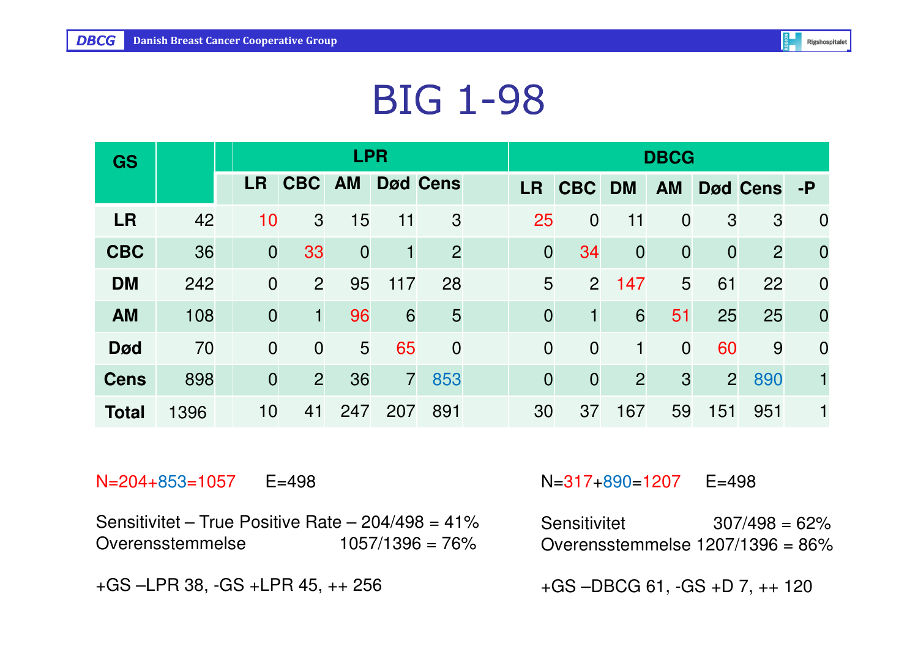# BIG 1-98

| GS | | LPR | | | | | DBCG | | | | | | |
|---|---|---|---|---|---|---|---|---|---|---|---|---|---|
| | | LR | CBC | AM | Død | Cens | LR | CBC | DM | AM | Død | Cens | -P |
| **LR** | 42 | 10 | 3 | 15 | 11 | 3 | 25 | 0 | 11 | 0 | 3 | 3 | 0 |
| **CBC** | 36 | 0 | 33 | 0 | 1 | 2 | 0 | 34 | 0 | 0 | 0 | 2 | 0 |
| **DM** | 242 | 0 | 2 | 95 | 117 | 28 | 5 | 2 | 147 | 5 | 61 | 22 | 0 |
| **AM** | 108 | 0 | 1 | 96 | 6 | 5 | 0 | 1 | 6 | 51 | 25 | 25 | 0 |
| **Død** | 70 | 0 | 0 | 5 | 65 | 0 | 0 | 0 | 1 | 0 | 60 | 9 | 0 |
| **Cens** | 898 | 0 | 2 | 36 | 7 | 853 | 0 | 0 | 2 | 3 | 2 | 890 | 1 |
| **Total** | 1396 | 10 | 41 | 247 | 207 | 891 | 30 | 37 | 167 | 59 | 151 | 951 | 1 |

N=204+853=1057 E=498

Sensitivitet – True Positive Rate – 204/498 = 41%
Overensstemmelse 1057/1396 = 76%

+GS –LPR 38, -GS +LPR 45, ++ 256

N=317+890=1207 E=498

Sensitivitet 307/498 = 62%
Overensstemmelse 1207/1396 = 86%

+GS –DBCG 61, -GS +D 7, ++ 120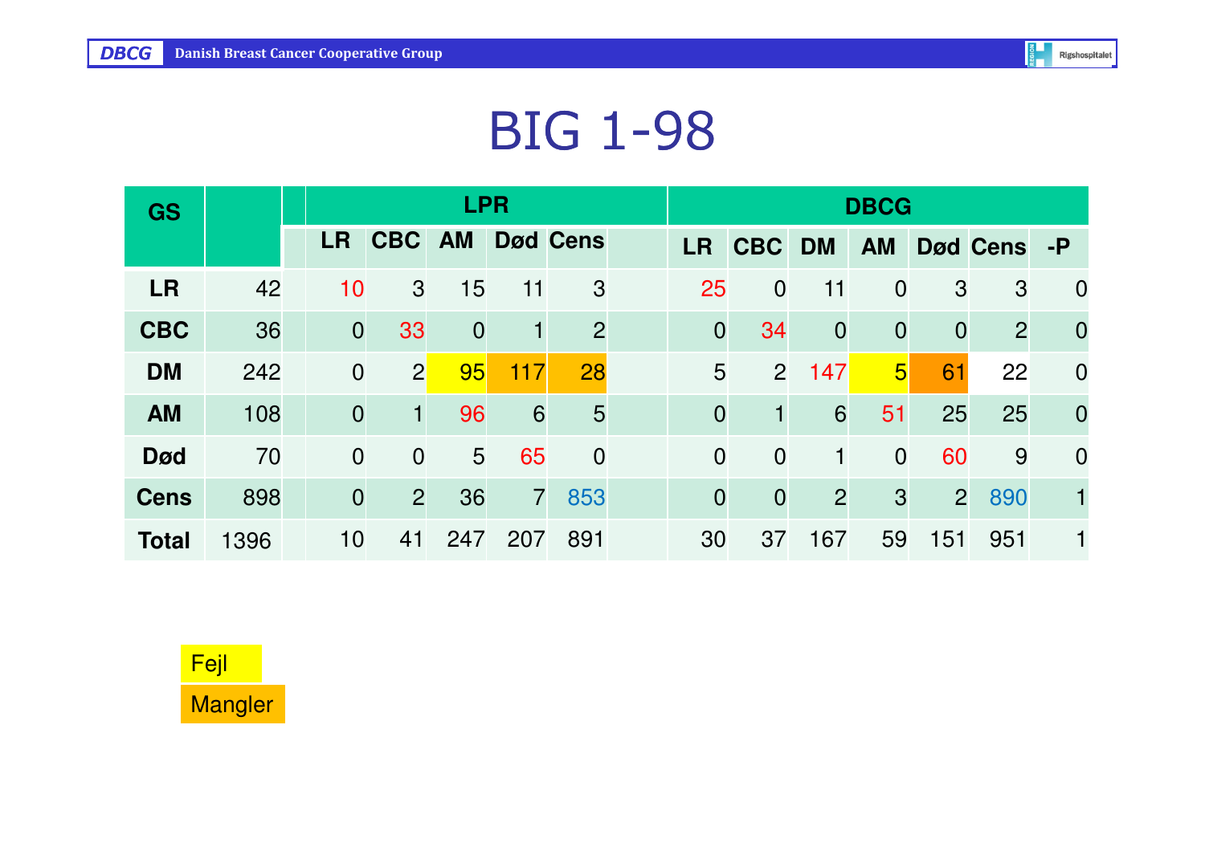# BIG 1-98

| GS | | LPR | | | | | DBCG | | | | | | |
|---|---|---|---|---|---|---|---|---|---|---|---|---|---|
| | | LR | CBC | AM | Død | Cens | LR | CBC | DM | AM | Død | Cens | -P |
| **LR** | 42 | 10 | 3 | 15 | 11 | 3 | 25 | 0 | 11 | 0 | 3 | 3 | 0 |
| **CBC** | 36 | 0 | 33 | 0 | 1 | 2 | 0 | 34 | 0 | 0 | 0 | 2 | 0 |
| **DM** | 242 | 0 | 2 | 95 | 117 | 28 | 5 | 2 | 147 | 5 | 61 | 22 | 0 |
| **AM** | 108 | 0 | 1 | 96 | 6 | 5 | 0 | 1 | 6 | 51 | 25 | 25 | 0 |
| **Død** | 70 | 0 | 0 | 5 | 65 | 0 | 0 | 0 | 1 | 0 | 60 | 9 | 0 |
| **Cens** | 898 | 0 | 2 | 36 | 7 | 853 | 0 | 0 | 2 | 3 | 2 | 890 | 1 |
| **Total** | 1396 | 10 | 41 | 247 | 207 | 891 | 30 | 37 | 167 | 59 | 151 | 951 | 1 |

Fejl

Mangler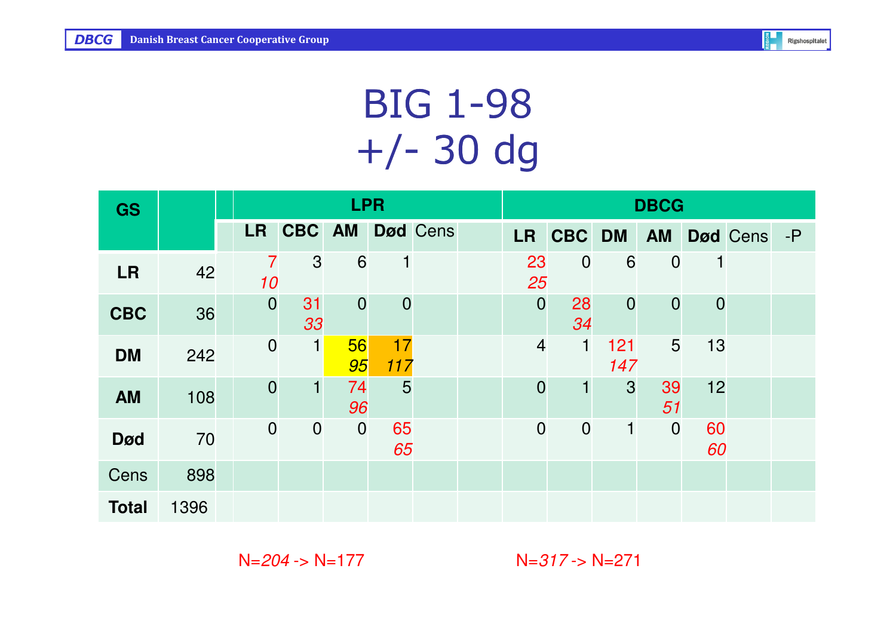# BIG 1-98
# +/- 30 dg

| GS | | | LPR | | | | | | DBCG | | | | | | |
|---|---|---|---|---|---|---|---|---|---|---|---|---|---|---|---|
| | | | LR | CBC | AM | Død | Cens | | LR | CBC | DM | AM | Død | Cens | -P |
| **LR** | 42 | | 7 *10* | 3 | 6 | 1 | | | 23 *25* | 0 | 6 | 0 | 1 | | |
| **CBC** | 36 | | 0 | 31 *33* | 0 | 0 | | | 0 | 28 *34* | 0 | 0 | 0 | | |
| **DM** | 242 | | 0 | 1 | 56 *95* | 17 *117* | | | 4 | 1 | 121 *147* | 5 | 13 | | |
| **AM** | 108 | | 0 | 1 | 74 *96* | 5 | | | 0 | 1 | 3 | 39 *51* | 12 | | |
| **Død** | 70 | | 0 | 0 | 0 | 65 *65* | | | 0 | 0 | 1 | 0 | 60 *60* | | |
| Cens | 898 | | | | | | | | | | | | | | |
| **Total** | 1396 | | | | | | | | | | | | | | |

N=*204* -> N=177

N=*317* -> N=271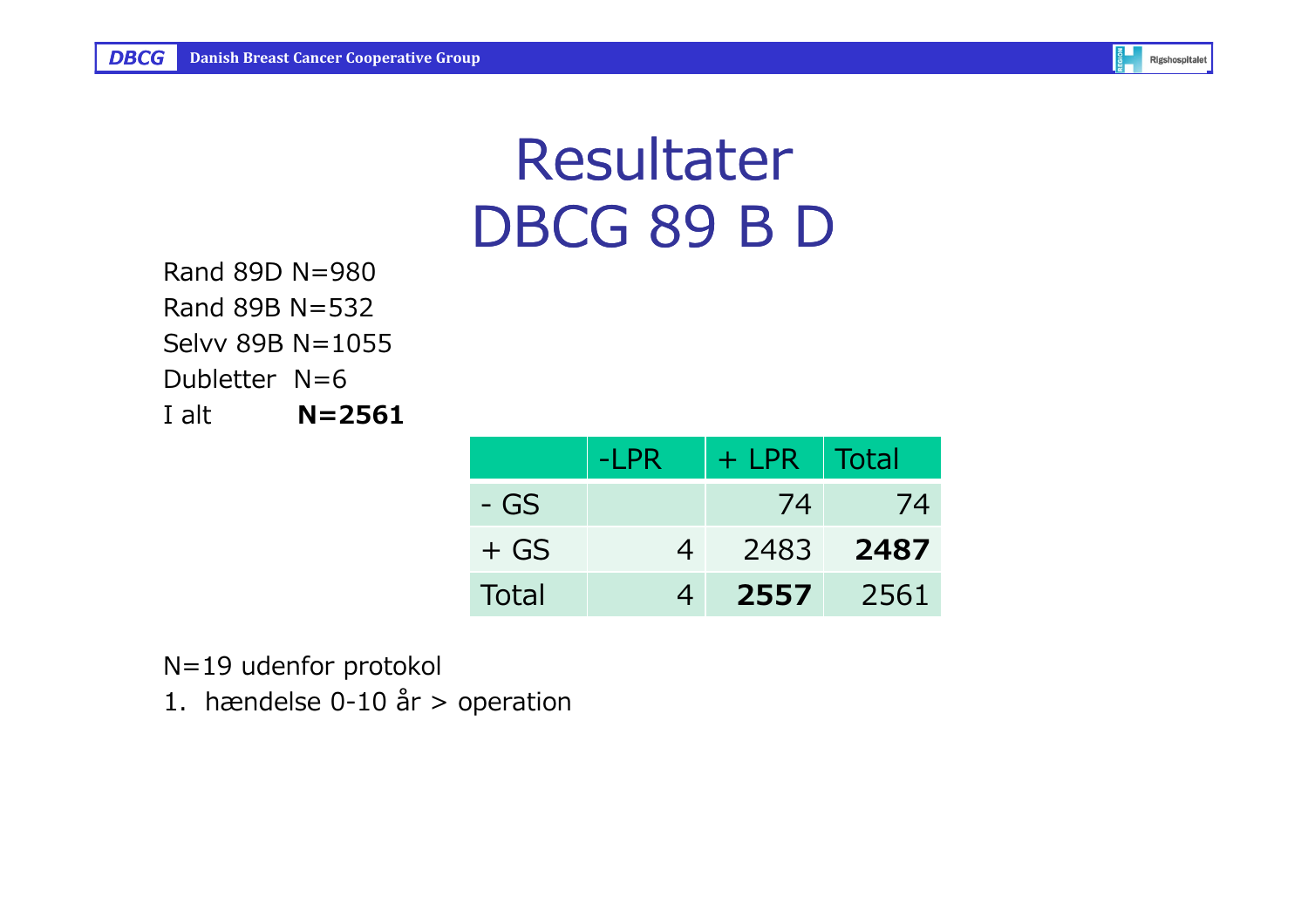# Resultater DBCG 89 B D

Rand 89D N=980

Rand 89B N=532

Selvv 89B N=1055

Dubletter N=6

I alt **N=2561**

| | -LPR | + LPR | Total |
|---|---|---|---|
| - GS | | 74 | 74 |
| + GS | 4 | 2483 | **2487** |
| Total | 4 | **2557** | 2561 |

N=19 udenfor protokol

1. hændelse 0-10 år > operation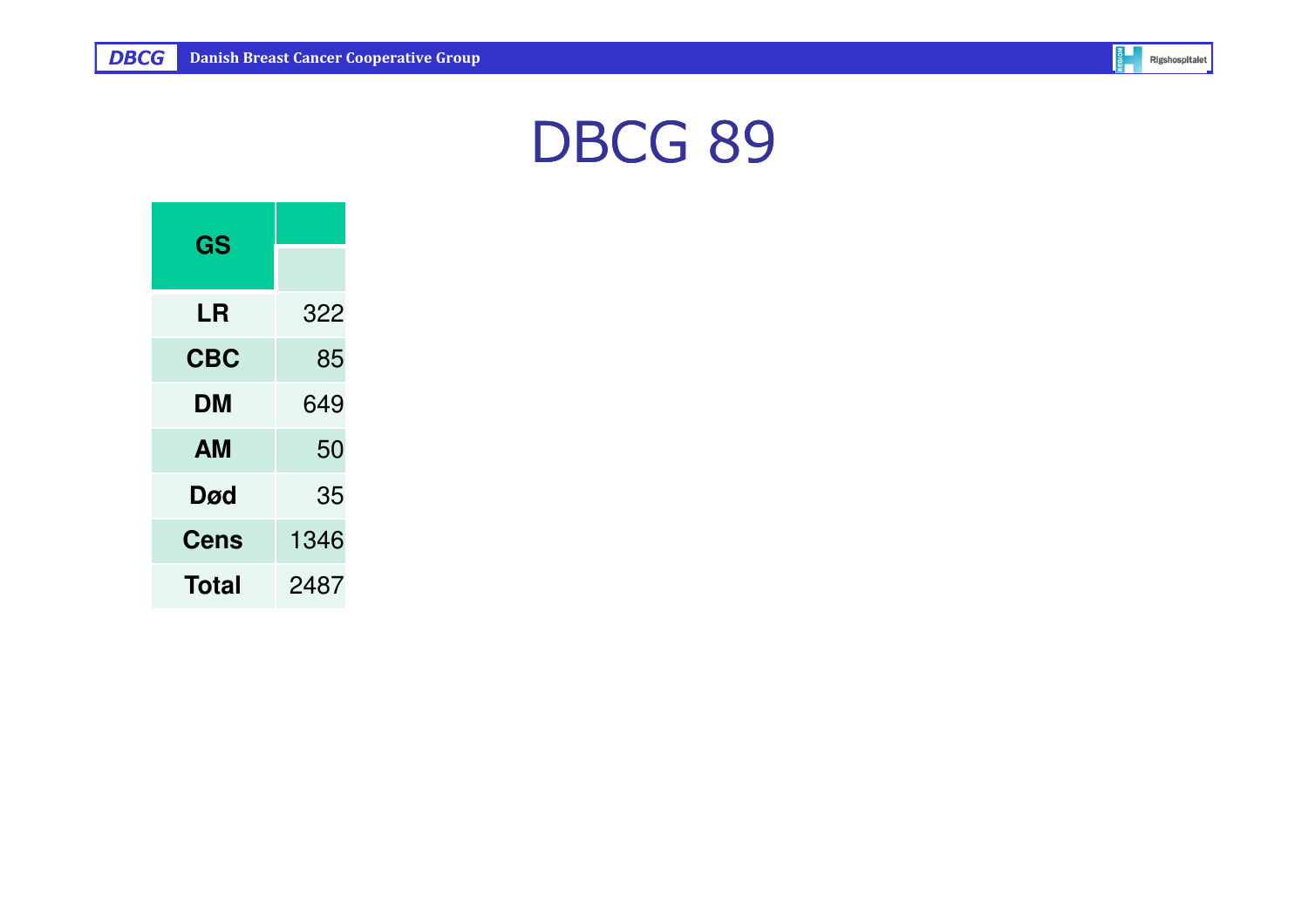# DBCG 89

| GS | |
|---|---|
| LR | 322 |
| CBC | 85 |
| DM | 649 |
| AM | 50 |
| Død | 35 |
| Cens | 1346 |
| Total | 2487 |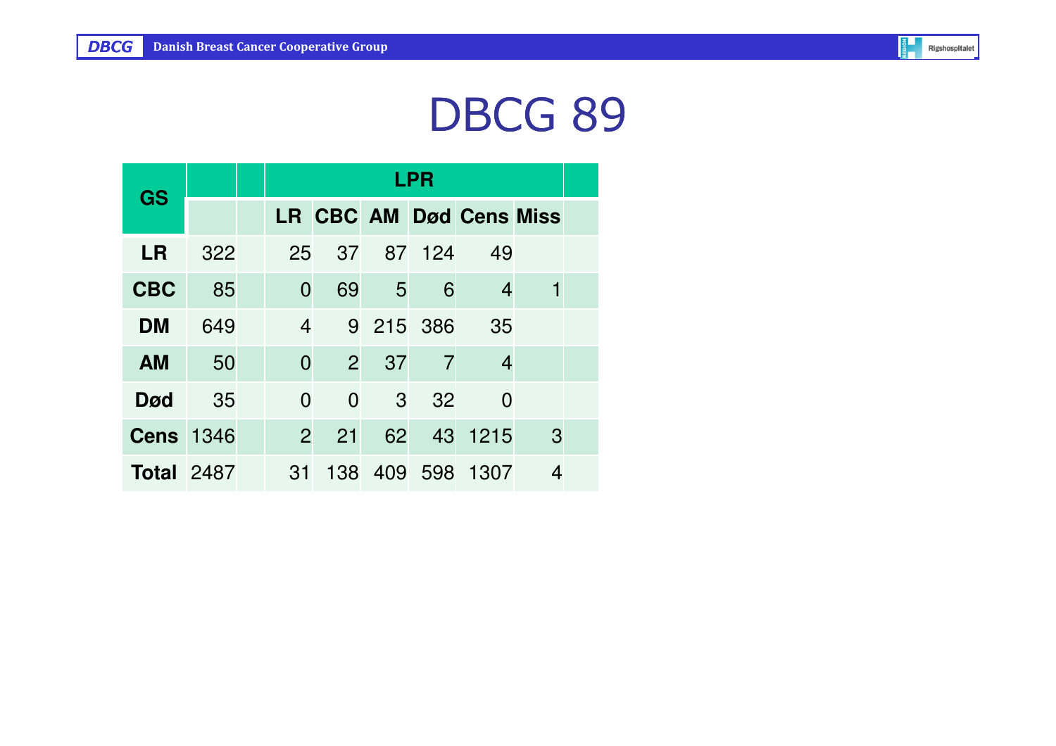# DBCG 89

| GS | | | LPR | | | | | | |
|---|---|---|---|---|---|---|---|---|---|
| | | | LR | CBC | AM | Død | Cens | Miss | |
| LR | 322 | | 25 | 37 | 87 | 124 | 49 | | |
| CBC | 85 | | 0 | 69 | 5 | 6 | 4 | 1 | |
| DM | 649 | | 4 | 9 | 215 | 386 | 35 | | |
| AM | 50 | | 0 | 2 | 37 | 7 | 4 | | |
| Død | 35 | | 0 | 0 | 3 | 32 | 0 | | |
| Cens | 1346 | | 2 | 21 | 62 | 43 | 1215 | 3 | |
| Total | 2487 | | 31 | 138 | 409 | 598 | 1307 | 4 | |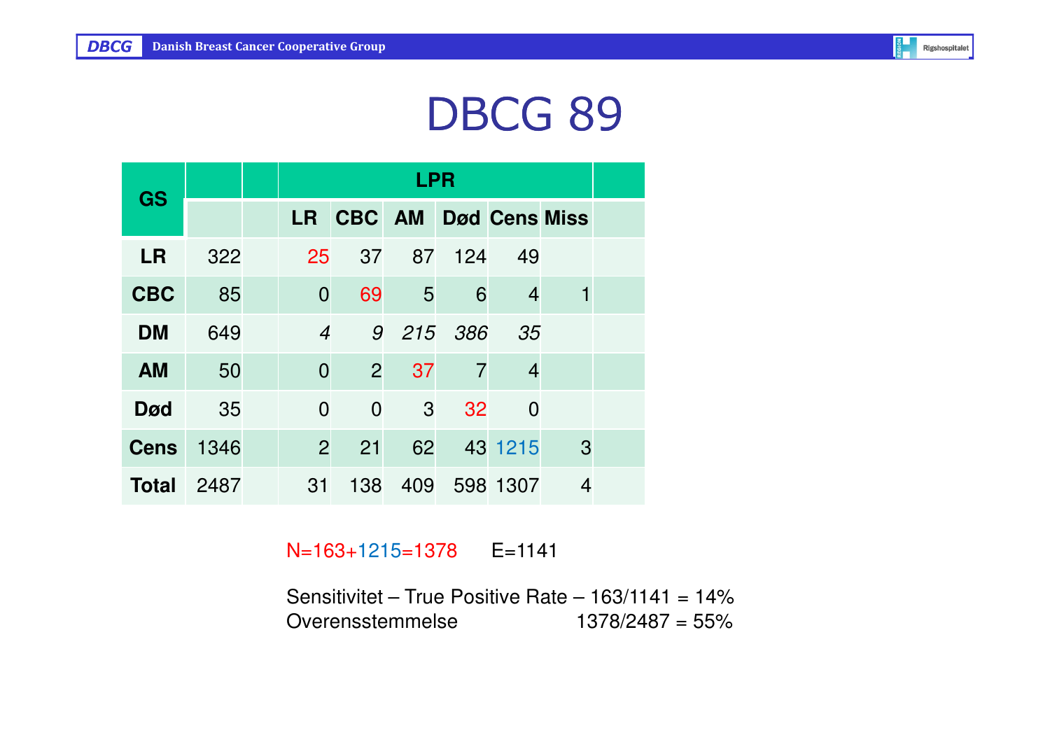# DBCG 89

| GS | | | LPR | | | | | | |
|---|---|---|---|---|---|---|---|---|---|
| | | | LR | CBC | AM | Død | Cens | Miss | |
| **LR** | 322 | | 25 | 37 | 87 | 124 | 49 | | |
| **CBC** | 85 | | 0 | 69 | 5 | 6 | 4 | 1 | |
| **DM** | 649 | | *4* | *9* | *215* | *386* | *35* | | |
| **AM** | 50 | | 0 | 2 | 37 | 7 | 4 | | |
| **Død** | 35 | | 0 | 0 | 3 | 32 | 0 | | |
| **Cens** | 1346 | | 2 | 21 | 62 | 43 | 1215 | 3 | |
| **Total** | 2487 | | 31 | 138 | 409 | 598 | 1307 | 4 | |

N=163+1215=1378 E=1141

Sensitivitet – True Positive Rate – 163/1141 = 14%

Overensstemmelse 1378/2487 = 55%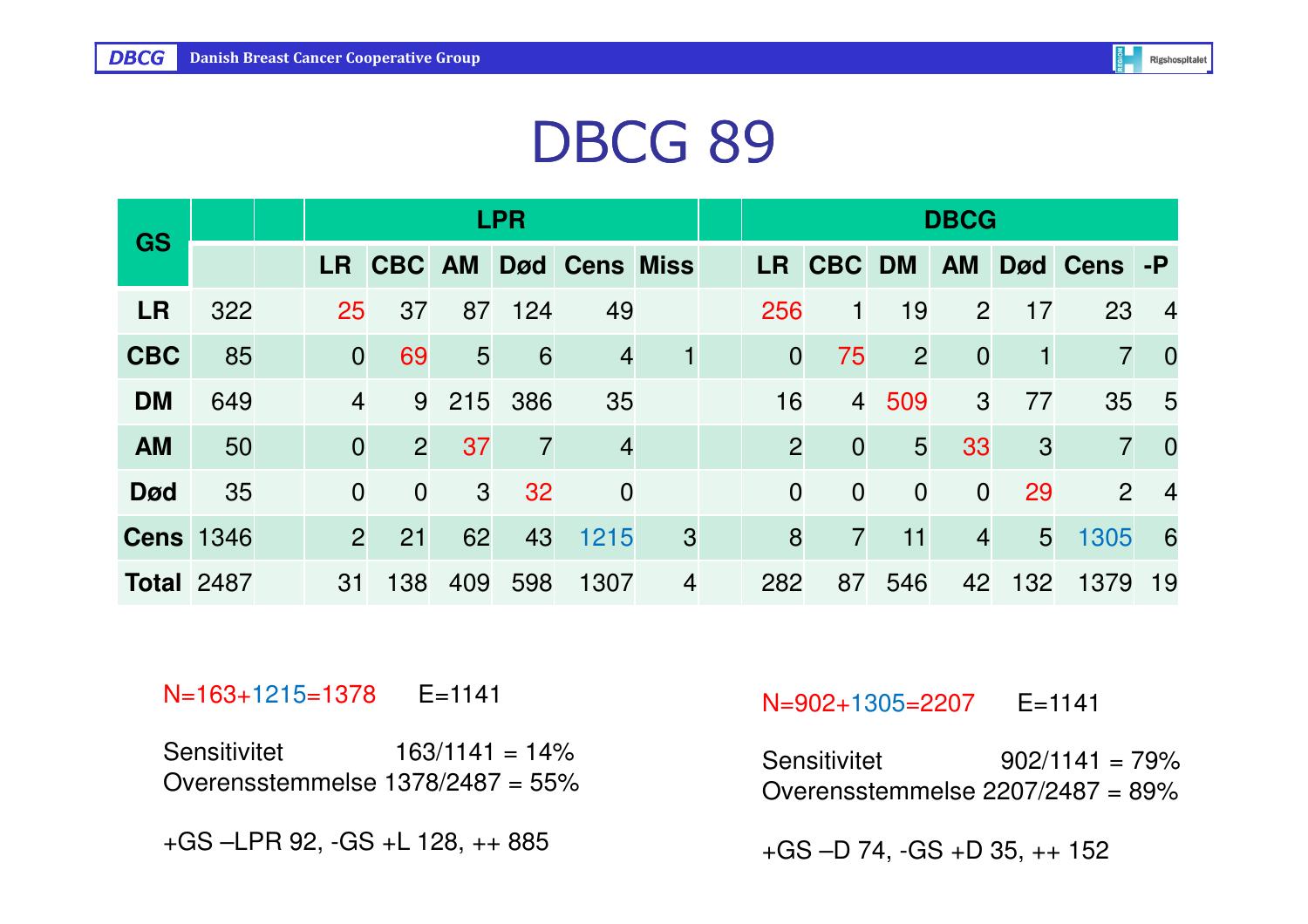# DBCG 89

| GS | | | LPR | | | | | | | DBCG | | | | | | |
|---|---|---|---|---|---|---|---|---|---|---|---|---|---|---|---|---|
| | | | LR | CBC | AM | Død | Cens | Miss | | LR | CBC | DM | AM | Død | Cens | -P |
| **LR** | 322 | | 25 | 37 | 87 | 124 | 49 | | | 256 | 1 | 19 | 2 | 17 | 23 | 4 |
| **CBC** | 85 | | 0 | 69 | 5 | 6 | 4 | 1 | | 0 | 75 | 2 | 0 | 1 | 7 | 0 |
| **DM** | 649 | | 4 | 9 | 215 | 386 | 35 | | | 16 | 4 | 509 | 3 | 77 | 35 | 5 |
| **AM** | 50 | | 0 | 2 | 37 | 7 | 4 | | | 2 | 0 | 5 | 33 | 3 | 7 | 0 |
| **Død** | 35 | | 0 | 0 | 3 | 32 | 0 | | | 0 | 0 | 0 | 0 | 29 | 2 | 4 |
| **Cens** | 1346 | | 2 | 21 | 62 | 43 | 1215 | 3 | | 8 | 7 | 11 | 4 | 5 | 1305 | 6 |
| **Total** | 2487 | | 31 | 138 | 409 | 598 | 1307 | 4 | | 282 | 87 | 546 | 42 | 132 | 1379 | 19 |

N=163+1215=1378 E=1141

Sensitivitet 163/1141 = 14%
Overensstemmelse 1378/2487 = 55%

+GS –LPR 92, -GS +L 128, ++ 885

N=902+1305=2207 E=1141

Sensitivitet 902/1141 = 79%
Overensstemmelse 2207/2487 = 89%

+GS –D 74, -GS +D 35, ++ 152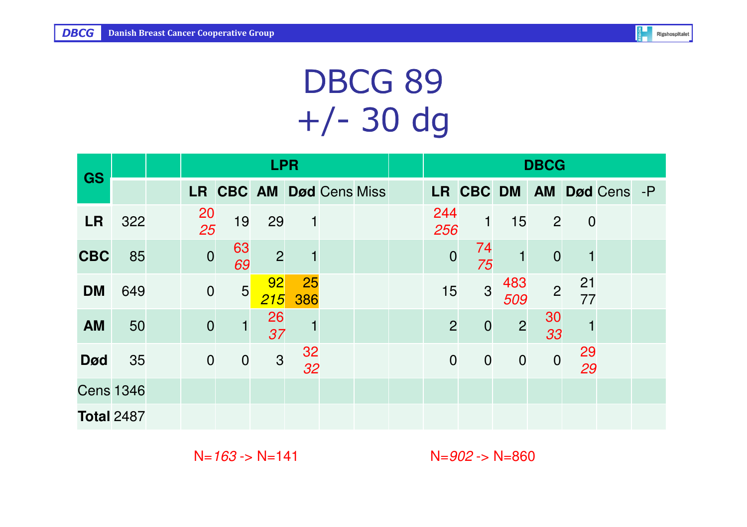# DBCG 89
# +/- 30 dg

| GS | | | LPR | | | | | | | DBCG | | | | | | |
|---|---|---|---|---|---|---|---|---|---|---|---|---|---|---|---|---|
| | | | LR | CBC | AM | Død | Cens | Miss | | LR | CBC | DM | AM | Død | Cens | -P |
| **LR** | 322 | | 20 *25* | 19 | 29 | 1 | | | | 244 *256* | 1 | 15 | 2 | 0 | | |
| **CBC** | 85 | | 0 | 63 *69* | 2 | 1 | | | | 0 | 74 *75* | 1 | 0 | 1 | | |
| **DM** | 649 | | 0 | 5 | 92 *215* | 25 386 | | | | 15 | 3 | 483 *509* | 2 | 21 77 | | |
| **AM** | 50 | | 0 | 1 | 26 *37* | 1 | | | | 2 | 0 | 2 | 30 *33* | 1 | | |
| **Død** | 35 | | 0 | 0 | 3 | 32 *32* | | | | 0 | 0 | 0 | 0 | 29 *29* | | |
| Cens | 1346 | | | | | | | | | | | | | | | |
| **Total** | 2487 | | | | | | | | | | | | | | | |

N=*163* -> N=141

N=*902* -> N=860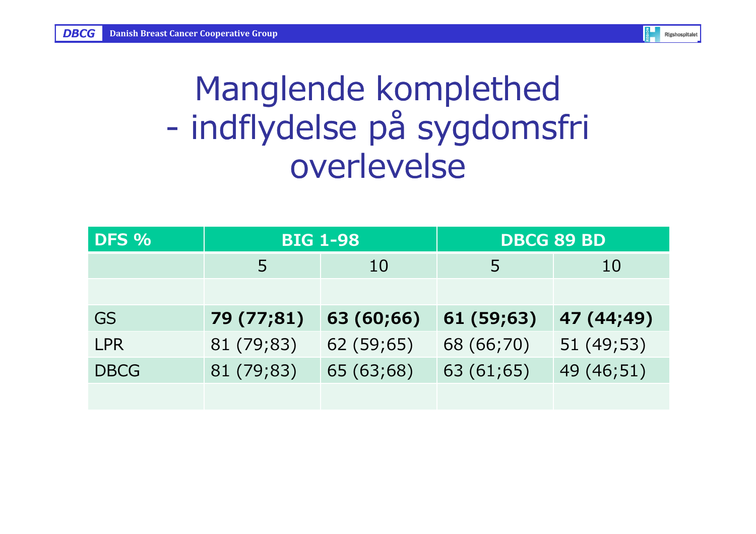# Manglende komplethed - indflydelse på sygdomsfri overlevelse

| DFS % | BIG 1-98 | | DBCG 89 BD | |
|---|---|---|---|---|
| | 5 | 10 | 5 | 10 |
| | | | | |
| GS | **79 (77;81)** | **63 (60;66)** | **61 (59;63)** | **47 (44;49)** |
| LPR | 81 (79;83) | 62 (59;65) | 68 (66;70) | 51 (49;53) |
| DBCG | 81 (79;83) | 65 (63;68) | 63 (61;65) | 49 (46;51) |
| | | | | |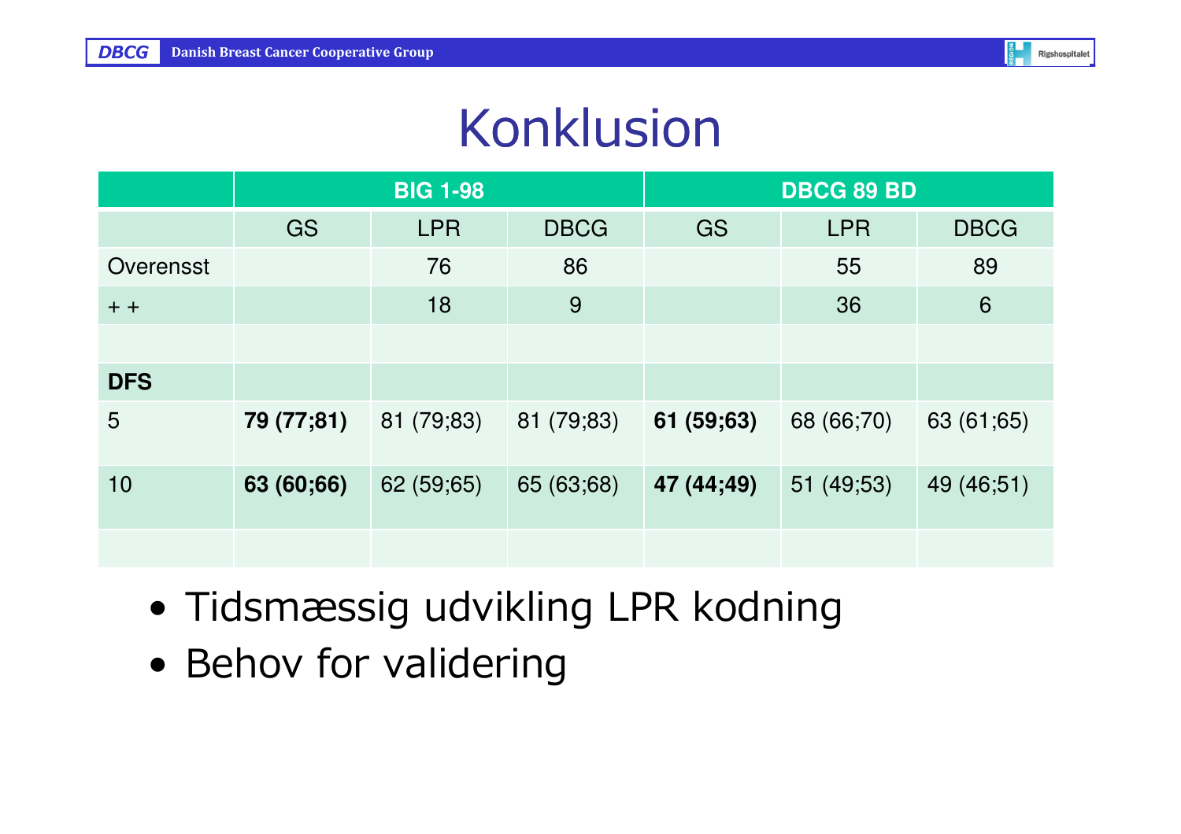# Konklusion

| | BIG 1-98 | | | DBCG 89 BD | | |
|---|---|---|---|---|---|---|
| | GS | LPR | DBCG | GS | LPR | DBCG |
| Overensst | | 76 | 86 | | 55 | 89 |
| + + | | 18 | 9 | | 36 | 6 |
| | | | | | | |
| **DFS** | | | | | | |
| 5 | **79 (77;81)** | 81 (79;83) | 81 (79;83) | **61 (59;63)** | 68 (66;70) | 63 (61;65) |
| 10 | **63 (60;66)** | 62 (59;65) | 65 (63;68) | **47 (44;49)** | 51 (49;53) | 49 (46;51) |
| | | | | | | |

- Tidsmæssig udvikling LPR kodning
- Behov for validering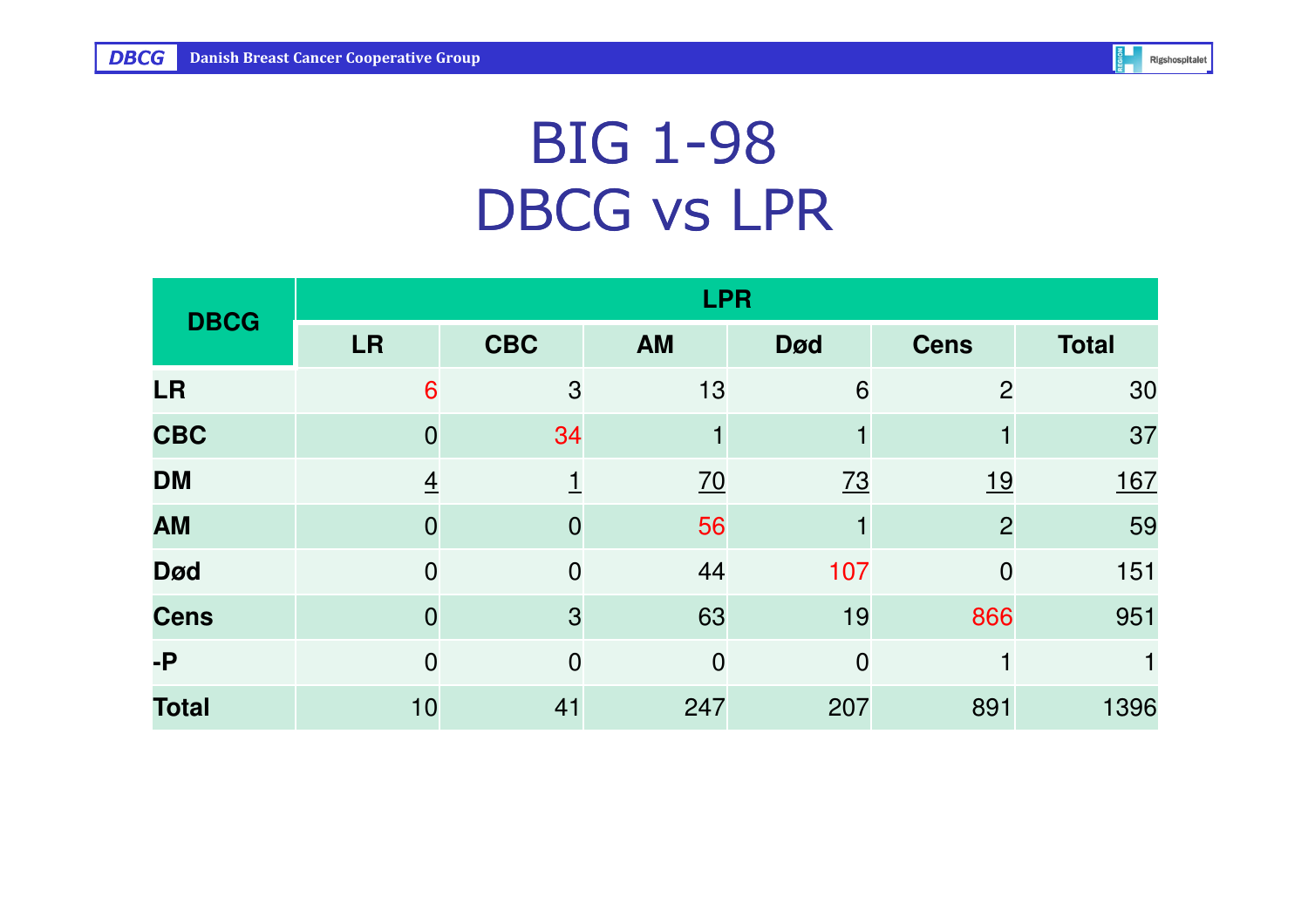# BIG 1-98
# DBCG vs LPR

| DBCG | LPR | | | | | |
|---|---|---|---|---|---|---|
| | LR | CBC | AM | Død | Cens | Total |
| **LR** | 6 | 3 | 13 | 6 | 2 | 30 |
| **CBC** | 0 | 34 | 1 | 1 | 1 | 37 |
| **DM** | 4 | 1 | 70 | 73 | 19 | 167 |
| **AM** | 0 | 0 | 56 | 1 | 2 | 59 |
| **Død** | 0 | 0 | 44 | 107 | 0 | 151 |
| **Cens** | 0 | 3 | 63 | 19 | 866 | 951 |
| **-P** | 0 | 0 | 0 | 0 | 1 | 1 |
| **Total** | 10 | 41 | 247 | 207 | 891 | 1396 |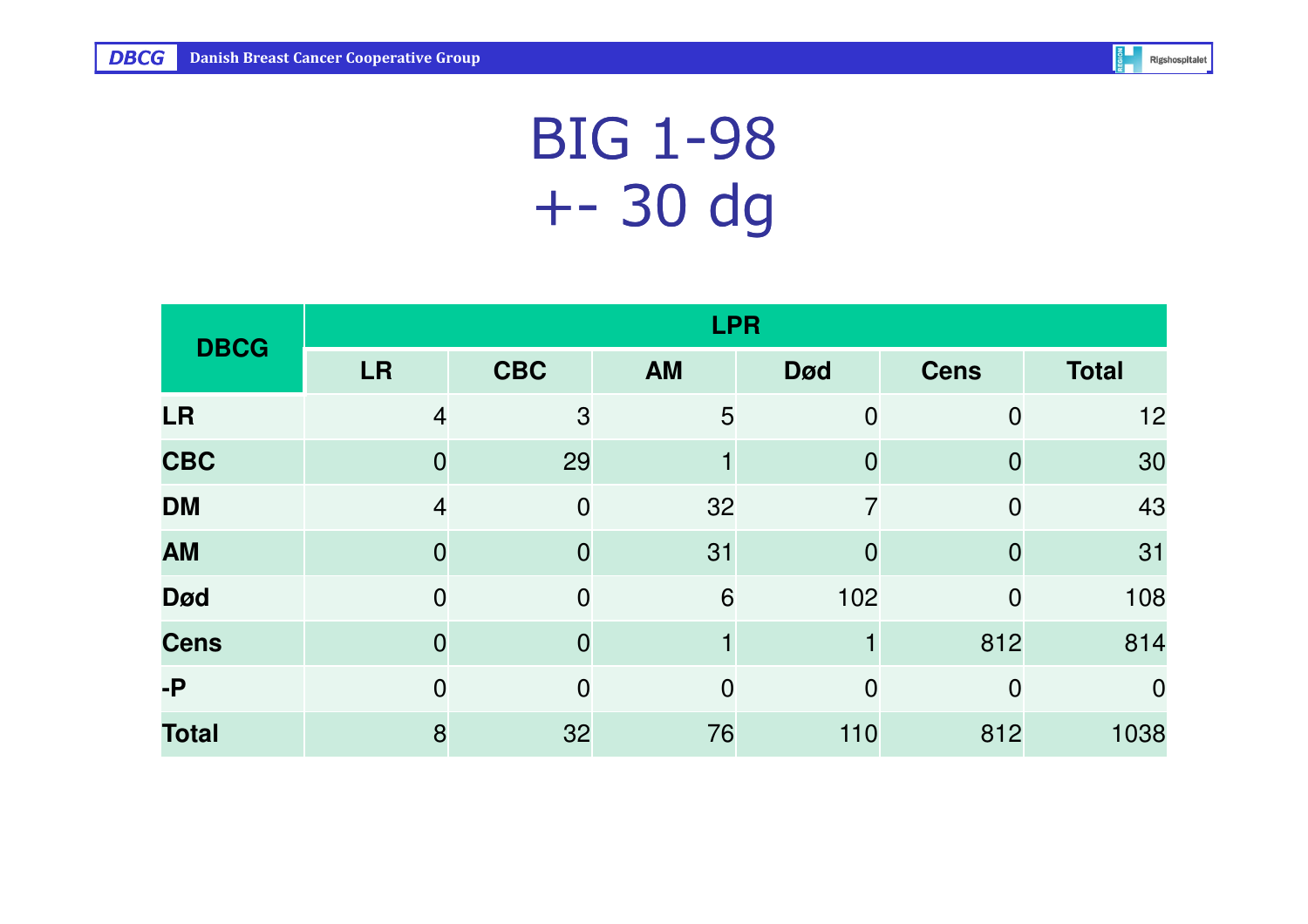# BIG 1-98
# +- 30 dg

| DBCG | LPR | | | | | |
|---|---|---|---|---|---|---|
| | **LR** | **CBC** | **AM** | **Død** | **Cens** | **Total** |
| **LR** | 4 | 3 | 5 | 0 | 0 | 12 |
| **CBC** | 0 | 29 | 1 | 0 | 0 | 30 |
| **DM** | 4 | 0 | 32 | 7 | 0 | 43 |
| **AM** | 0 | 0 | 31 | 0 | 0 | 31 |
| **Død** | 0 | 0 | 6 | 102 | 0 | 108 |
| **Cens** | 0 | 0 | 1 | 1 | 812 | 814 |
| **-P** | 0 | 0 | 0 | 0 | 0 | 0 |
| **Total** | 8 | 32 | 76 | 110 | 812 | 1038 |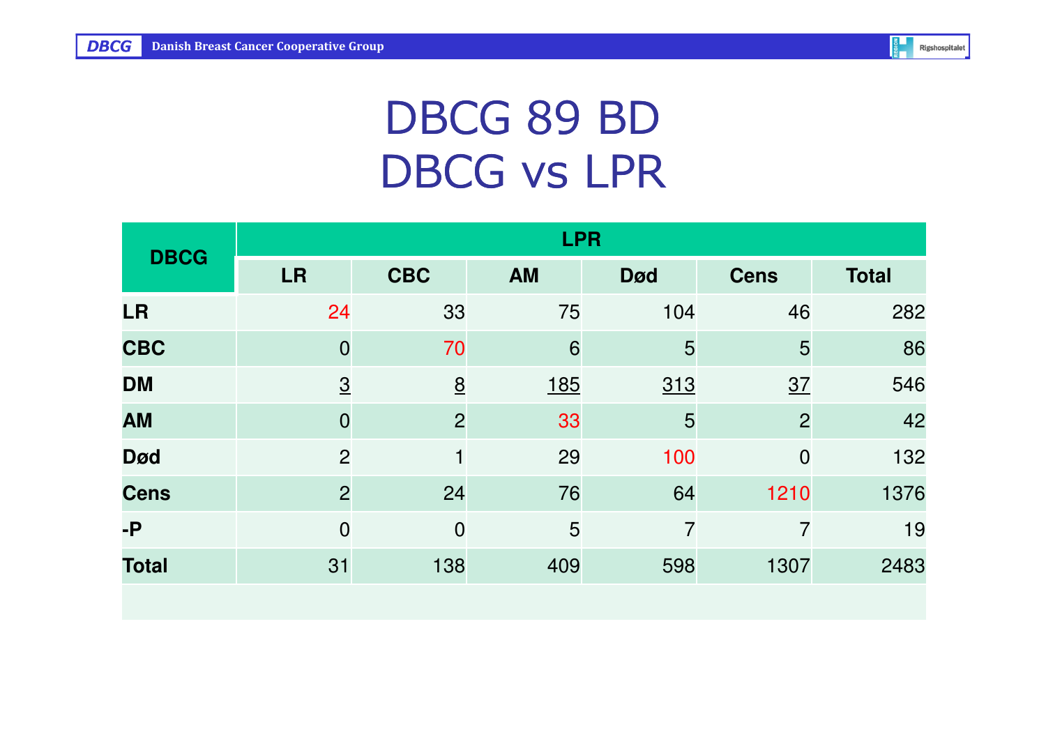# DBCG 89 BD
# DBCG vs LPR

| DBCG | LPR | | | | | |
|---|---|---|---|---|---|---|
| | LR | CBC | AM | Død | Cens | Total |
| **LR** | 24 | 33 | 75 | 104 | 46 | 282 |
| **CBC** | 0 | 70 | 6 | 5 | 5 | 86 |
| **DM** | <u>3</u> | <u>8</u> | <u>185</u> | <u>313</u> | <u>37</u> | 546 |
| **AM** | 0 | 2 | 33 | 5 | 2 | 42 |
| **Død** | 2 | 1 | 29 | 100 | 0 | 132 |
| **Cens** | 2 | 24 | 76 | 64 | 1210 | 1376 |
| **-P** | 0 | 0 | 5 | 7 | 7 | 19 |
| **Total** | 31 | 138 | 409 | 598 | 1307 | 2483 |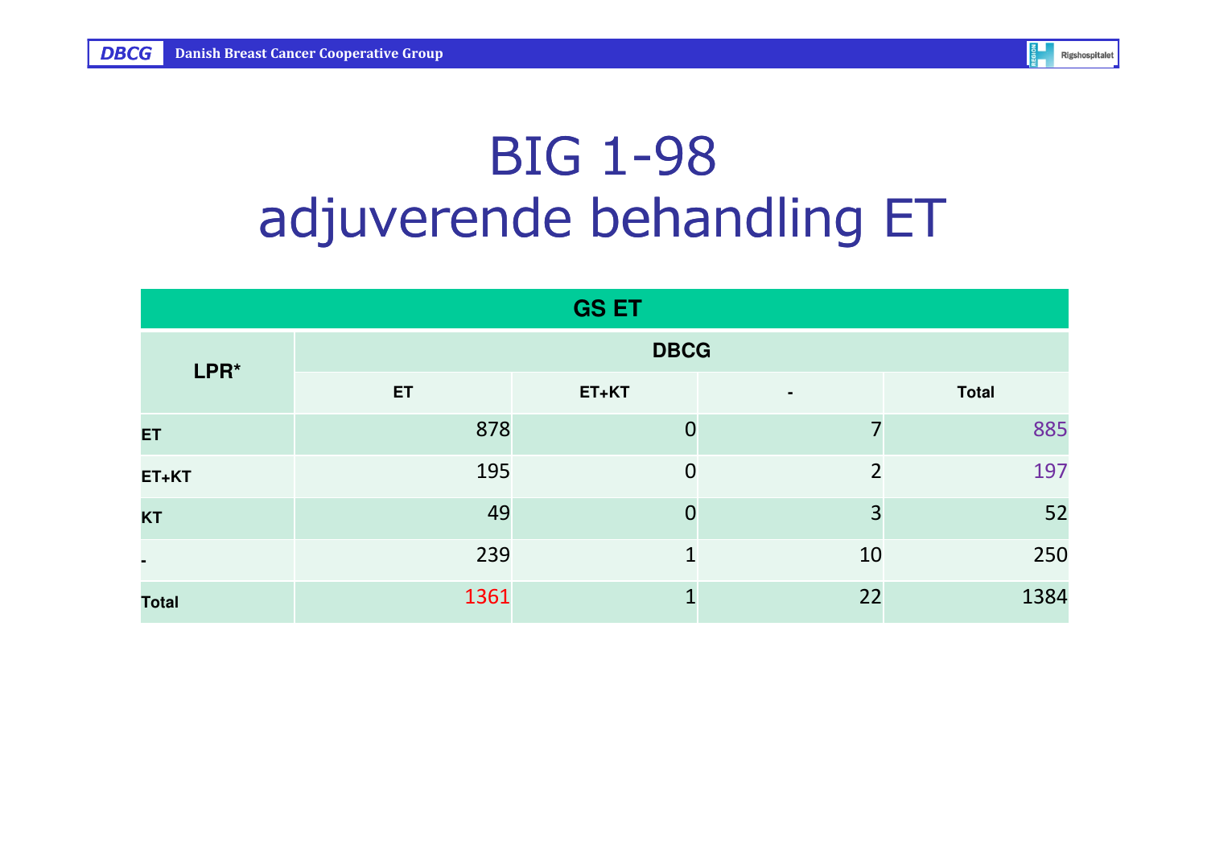# BIG 1-98
# adjuverende behandling ET

| GS ET | | | | |
|---|---|---|---|---|
| **LPR*** | **DBCG** | | | |
| | **ET** | **ET+KT** | **-** | **Total** |
| **ET** | 878 | 0 | 7 | 885 |
| **ET+KT** | 195 | 0 | 2 | 197 |
| **KT** | 49 | 0 | 3 | 52 |
| **-** | 239 | 1 | 10 | 250 |
| **Total** | 1361 | 1 | 22 | 1384 |